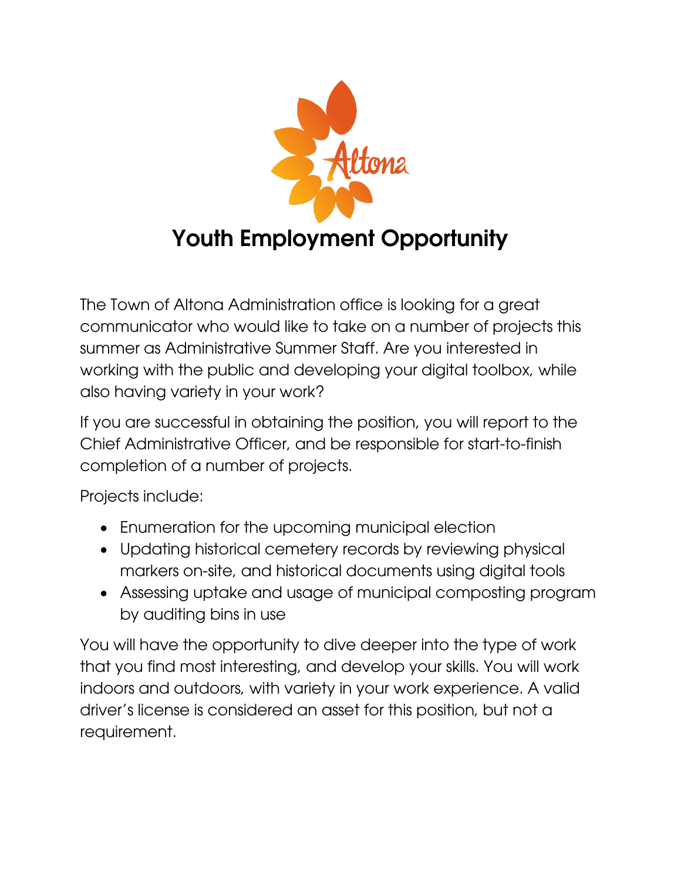Altona

# Youth Employment Opportunity

The Town of Altona Administration office is looking for a great communicator who would like to take on a number of projects this summer as Administrative Summer Staff. Are you interested in working with the public and developing your digital toolbox, while also having variety in your work?

If you are successful in obtaining the position, you will report to the Chief Administrative Officer, and be responsible for start-to-finish completion of a number of projects.

Projects include:

- Enumeration for the upcoming municipal election
- Updating historical cemetery records by reviewing physical markers on-site, and historical documents using digital tools
- Assessing uptake and usage of municipal composting program by auditing bins in use

You will have the opportunity to dive deeper into the type of work that you find most interesting, and develop your skills. You will work indoors and outdoors, with variety in your work experience. A valid driver's license is considered an asset for this position, but not a requirement.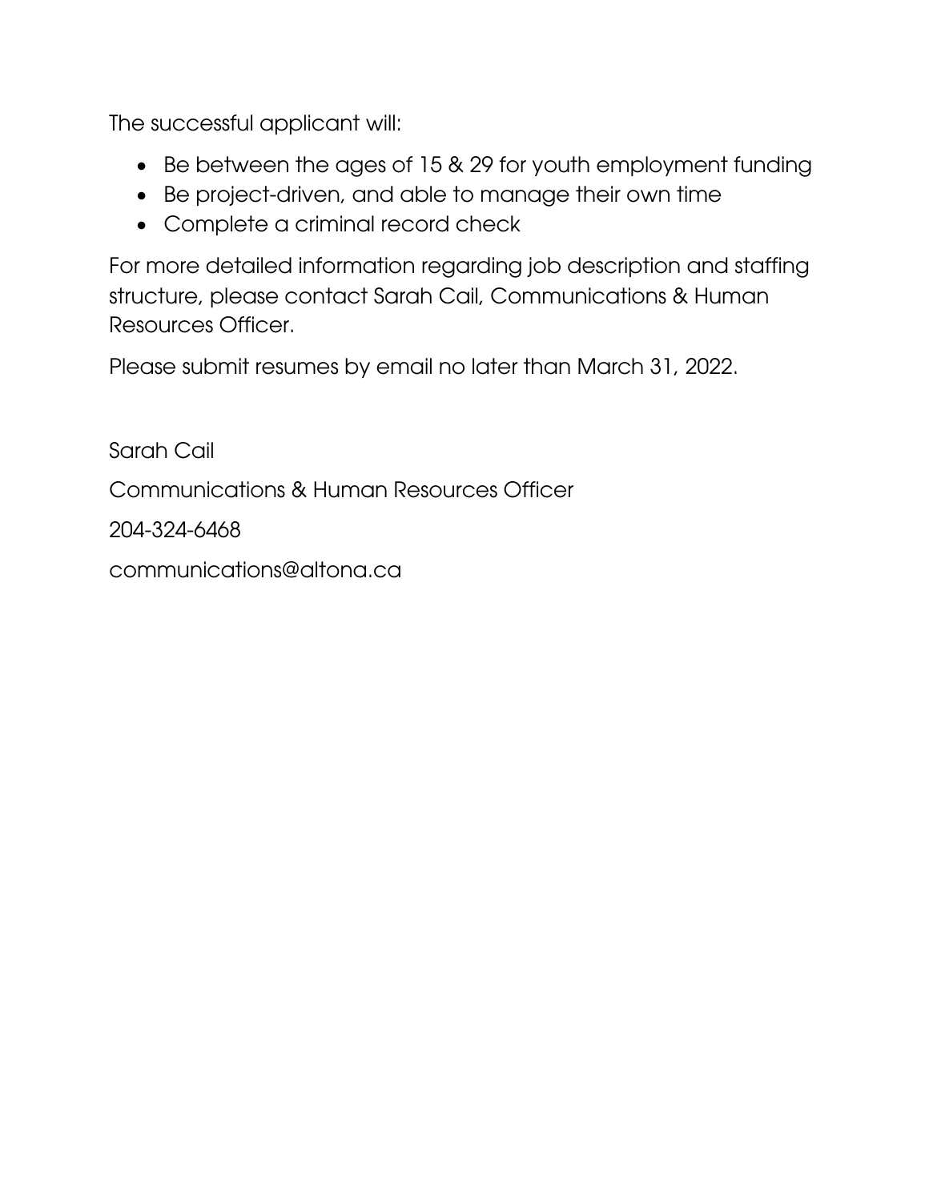The successful applicant will:

- Be between the ages of 15 & 29 for youth employment funding
- Be project-driven, and able to manage their own time
- Complete a criminal record check

For more detailed information regarding job description and staffing structure, please contact Sarah Cail, Communications & Human Resources Officer.

Please submit resumes by email no later than March 31, 2022.

Sarah Cail

Communications & Human Resources Officer

204-324-6468

communications@altona.ca